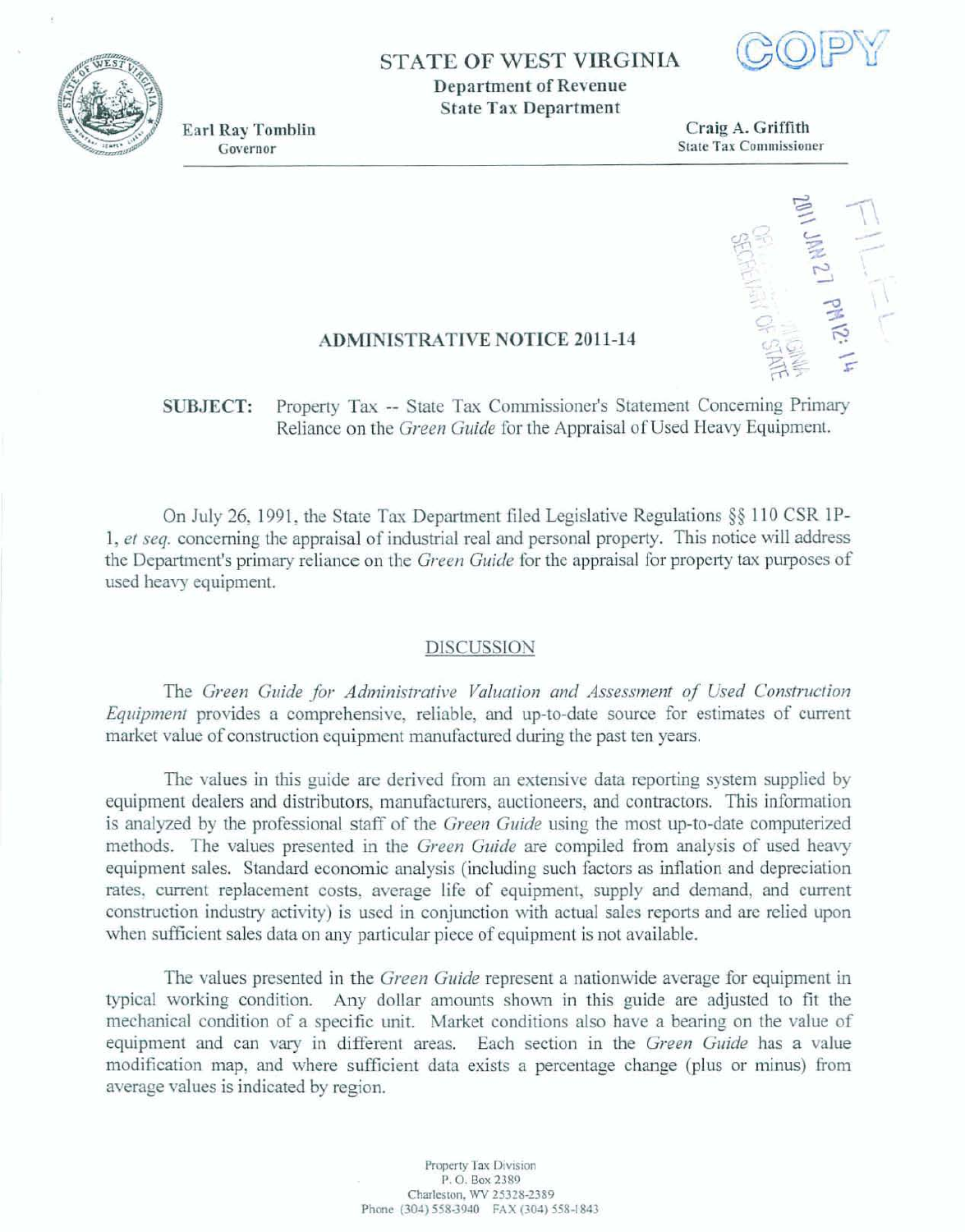STATE OF WEST VIRGINIA

Department of Revenue

State Tax Department

COPY

Earl Ray Tomblin
Governor

Craig A. Griffith
State Tax Commissioner

FILED

2011 JAN 27 PM 12: 14

OFFICE WEST VIRGINIA
SECRETARY OF STATE

# ADMINISTRATIVE NOTICE 2011-14

**SUBJECT:** Property Tax -- State Tax Commissioner's Statement Concerning Primary Reliance on the *Green Guide* for the Appraisal of Used Heavy Equipment.

On July 26, 1991, the State Tax Department filed Legislative Regulations §§ 110 CSR 1P-1, *et seq.* concerning the appraisal of industrial real and personal property. This notice will address the Department's primary reliance on the *Green Guide* for the appraisal for property tax purposes of used heavy equipment.

## DISCUSSION

The *Green Guide for Administrative Valuation and Assessment of Used Construction Equipment* provides a comprehensive, reliable, and up-to-date source for estimates of current market value of construction equipment manufactured during the past ten years.

The values in this guide are derived from an extensive data reporting system supplied by equipment dealers and distributors, manufacturers, auctioneers, and contractors. This information is analyzed by the professional staff of the *Green Guide* using the most up-to-date computerized methods. The values presented in the *Green Guide* are compiled from analysis of used heavy equipment sales. Standard economic analysis (including such factors as inflation and depreciation rates, current replacement costs, average life of equipment, supply and demand, and current construction industry activity) is used in conjunction with actual sales reports and are relied upon when sufficient sales data on any particular piece of equipment is not available.

The values presented in the *Green Guide* represent a nationwide average for equipment in typical working condition. Any dollar amounts shown in this guide are adjusted to fit the mechanical condition of a specific unit. Market conditions also have a bearing on the value of equipment and can vary in different areas. Each section in the *Green Guide* has a value modification map, and where sufficient data exists a percentage change (plus or minus) from average values is indicated by region.

Property Tax Division
P. O. Box 2389
Charleston, WV 25328-2389
Phone (304) 558-3940 FAX (304) 558-1843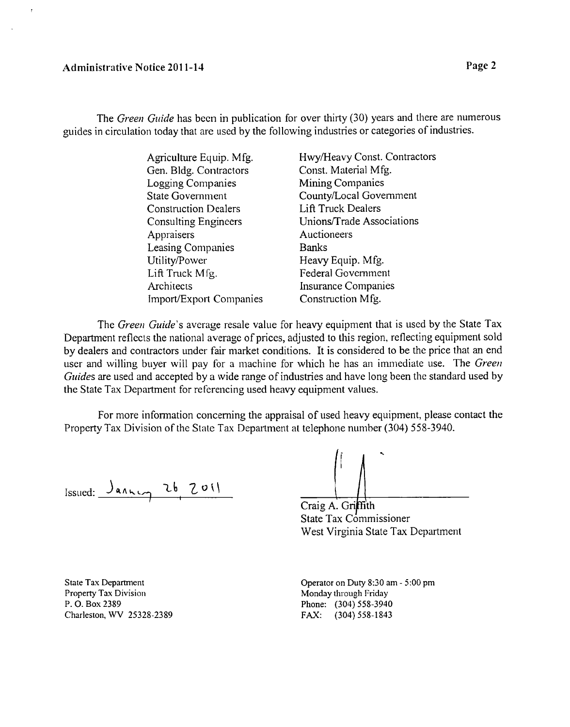The *Green Guide* has been in publication for over thirty (30) years and there are numerous guides in circulation today that are used by the following industries or categories of industries.

| | |
|---|---|
| Agriculture Equip. Mfg. | Hwy/Heavy Const. Contractors |
| Gen. Bldg. Contractors | Const. Material Mfg. |
| Logging Companies | Mining Companies |
| State Government | County/Local Government |
| Construction Dealers | Lift Truck Dealers |
| Consulting Engineers | Unions/Trade Associations |
| Appraisers | Auctioneers |
| Leasing Companies | Banks |
| Utility/Power | Heavy Equip. Mfg. |
| Lift Truck Mfg. | Federal Government |
| Architects | Insurance Companies |
| Import/Export Companies | Construction Mfg. |

The *Green Guide*'s average resale value for heavy equipment that is used by the State Tax Department reflects the national average of prices, adjusted to this region, reflecting equipment sold by dealers and contractors under fair market conditions. It is considered to be the price that an end user and willing buyer will pay for a machine for which he has an immediate use. The *Green Guides* are used and accepted by a wide range of industries and have long been the standard used by the State Tax Department for referencing used heavy equipment values.

For more information concerning the appraisal of used heavy equipment, please contact the Property Tax Division of the State Tax Department at telephone number (304) 558-3940.

Issued: January 26 2011

Craig A. Griffith
State Tax Commissioner
West Virginia State Tax Department

State Tax Department
Property Tax Division
P. O. Box 2389
Charleston, WV 25328-2389

Operator on Duty 8:30 am - 5:00 pm
Monday through Friday
Phone: (304) 558-3940
FAX: (304) 558-1843